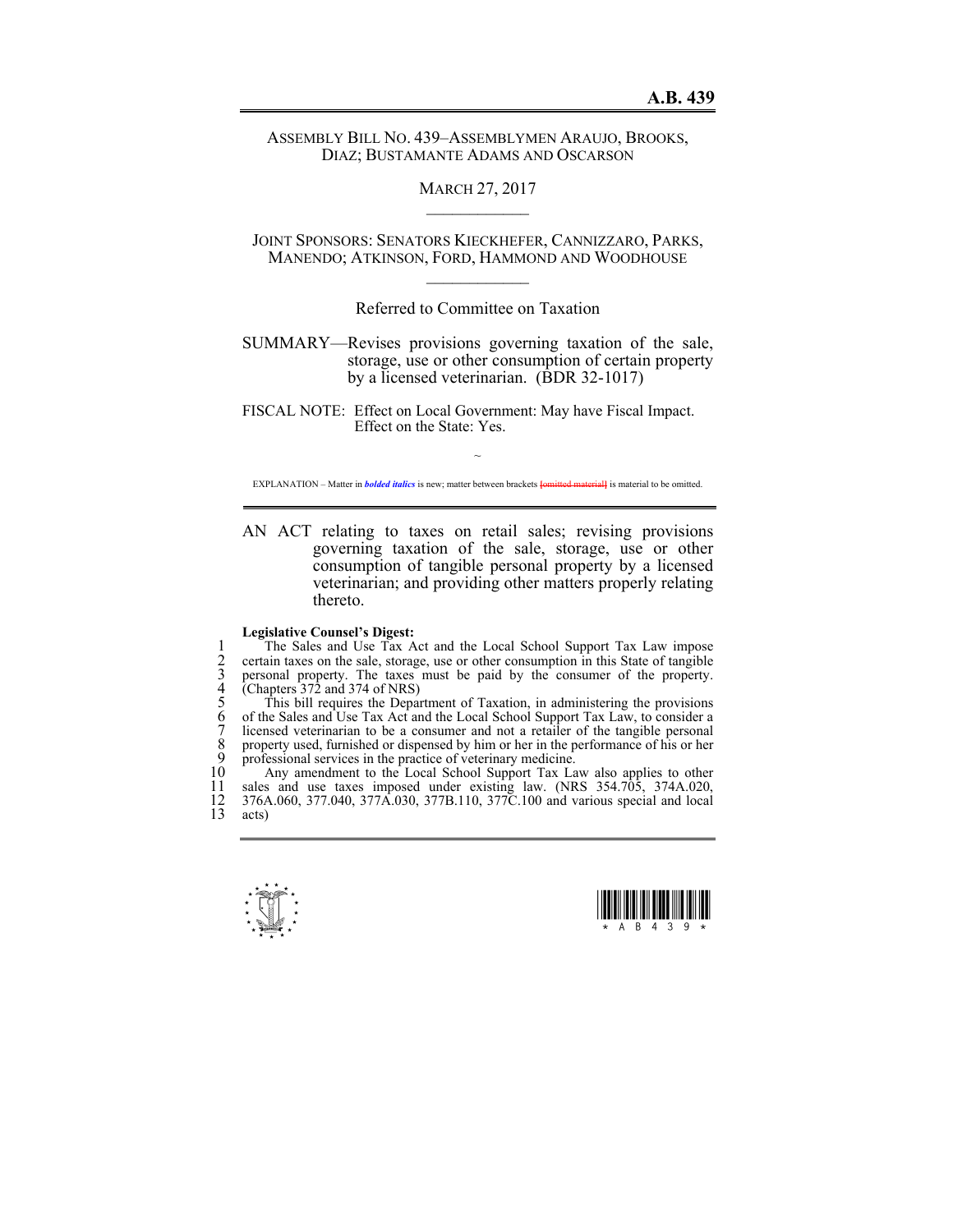A.B. 439

ASSEMBLY BILL NO. 439–ASSEMBLYMEN ARAUJO, BROOKS, DIAZ; BUSTAMANTE ADAMS AND OSCARSON

MARCH 27, 2017

JOINT SPONSORS: SENATORS KIECKHEFER, CANNIZZARO, PARKS, MANENDO; ATKINSON, FORD, HAMMOND AND WOODHOUSE

Referred to Committee on Taxation

SUMMARY—Revises provisions governing taxation of the sale, storage, use or other consumption of certain property by a licensed veterinarian. (BDR 32-1017)

FISCAL NOTE: Effect on Local Government: May have Fiscal Impact.
Effect on the State: Yes.

~

EXPLANATION – Matter in ***bolded italics*** is new; matter between brackets [omitted material] is material to be omitted.

AN ACT relating to taxes on retail sales; revising provisions governing taxation of the sale, storage, use or other consumption of tangible personal property by a licensed veterinarian; and providing other matters properly relating thereto.

**Legislative Counsel's Digest:**

1 The Sales and Use Tax Act and the Local School Support Tax Law impose
2 certain taxes on the sale, storage, use or other consumption in this State of tangible
3 personal property. The taxes must be paid by the consumer of the property.
4 (Chapters 372 and 374 of NRS)
5 This bill requires the Department of Taxation, in administering the provisions
6 of the Sales and Use Tax Act and the Local School Support Tax Law, to consider a
7 licensed veterinarian to be a consumer and not a retailer of the tangible personal
8 property used, furnished or dispensed by him or her in the performance of his or her
9 professional services in the practice of veterinary medicine.
10 Any amendment to the Local School Support Tax Law also applies to other
11 sales and use taxes imposed under existing law. (NRS 354.705, 374A.020,
12 376A.060, 377.040, 377A.030, 377B.110, 377C.100 and various special and local
13 acts)

\* A B 4 3 9 \*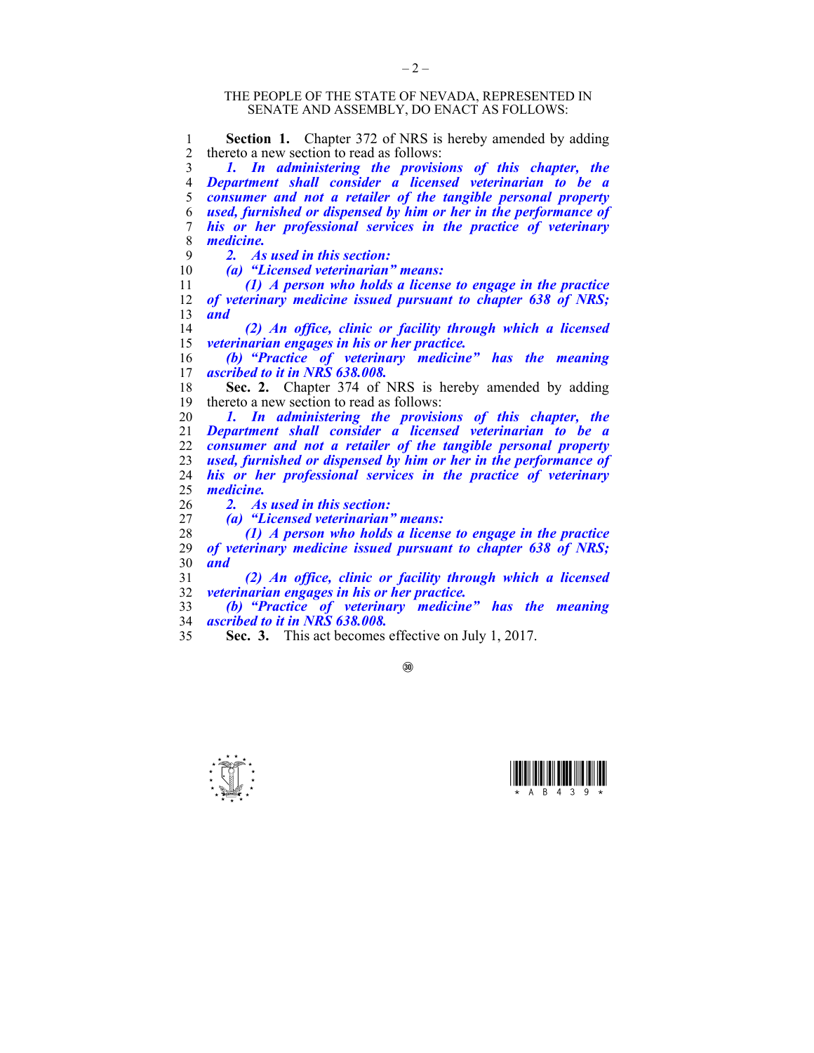THE PEOPLE OF THE STATE OF NEVADA, REPRESENTED IN SENATE AND ASSEMBLY, DO ENACT AS FOLLOWS:

**Section 1.** Chapter 372 of NRS is hereby amended by adding thereto a new section to read as follows:

***1. In administering the provisions of this chapter, the Department shall consider a licensed veterinarian to be a consumer and not a retailer of the tangible personal property used, furnished or dispensed by him or her in the performance of his or her professional services in the practice of veterinary medicine.***

***2. As used in this section:***

***(a) "Licensed veterinarian" means:***

***(1) A person who holds a license to engage in the practice of veterinary medicine issued pursuant to chapter 638 of NRS; and***

***(2) An office, clinic or facility through which a licensed veterinarian engages in his or her practice.***

***(b) "Practice of veterinary medicine" has the meaning ascribed to it in NRS 638.008.***

**Sec. 2.** Chapter 374 of NRS is hereby amended by adding thereto a new section to read as follows:

***1. In administering the provisions of this chapter, the Department shall consider a licensed veterinarian to be a consumer and not a retailer of the tangible personal property used, furnished or dispensed by him or her in the performance of his or her professional services in the practice of veterinary medicine.***

***2. As used in this section:***

***(a) "Licensed veterinarian" means:***

***(1) A person who holds a license to engage in the practice of veterinary medicine issued pursuant to chapter 638 of NRS; and***

***(2) An office, clinic or facility through which a licensed veterinarian engages in his or her practice.***

***(b) "Practice of veterinary medicine" has the meaning ascribed to it in NRS 638.008.***

**Sec. 3.** This act becomes effective on July 1, 2017.